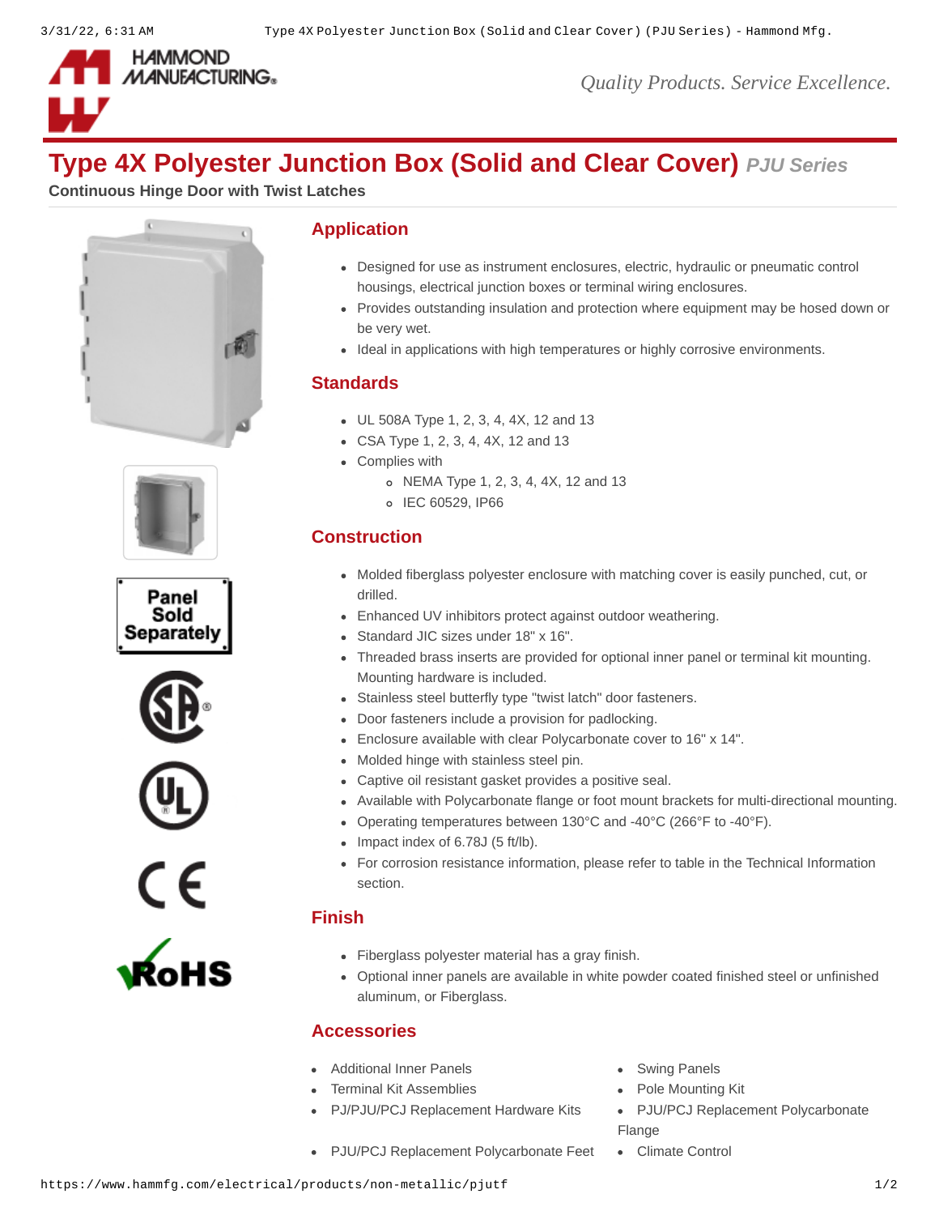# Type 4X Polyester Junction Box (Solid and Clear Cover) *PJU Series*

**Continuous Hinge Door with Twist Latches**

Panel Sold Separately

## Application

- Designed for use as instrument enclosures, electric, hydraulic or pneumatic control housings, electrical junction boxes or terminal wiring enclosures.
- Provides outstanding insulation and protection where equipment may be hosed down or be very wet.
- Ideal in applications with high temperatures or highly corrosive environments.

## Standards

- UL 508A Type 1, 2, 3, 4, 4X, 12 and 13
- CSA Type 1, 2, 3, 4, 4X, 12 and 13
- Complies with
  - NEMA Type 1, 2, 3, 4, 4X, 12 and 13
  - IEC 60529, IP66

## Construction

- Molded fiberglass polyester enclosure with matching cover is easily punched, cut, or drilled.
- Enhanced UV inhibitors protect against outdoor weathering.
- Standard JIC sizes under 18" x 16".
- Threaded brass inserts are provided for optional inner panel or terminal kit mounting. Mounting hardware is included.
- Stainless steel butterfly type "twist latch" door fasteners.
- Door fasteners include a provision for padlocking.
- Enclosure available with clear Polycarbonate cover to 16" x 14".
- Molded hinge with stainless steel pin.
- Captive oil resistant gasket provides a positive seal.
- Available with Polycarbonate flange or foot mount brackets for multi-directional mounting.
- Operating temperatures between 130°C and -40°C (266°F to -40°F).
- Impact index of 6.78J (5 ft/lb).
- For corrosion resistance information, please refer to table in the Technical Information section.

## Finish

- Fiberglass polyester material has a gray finish.
- Optional inner panels are available in white powder coated finished steel or unfinished aluminum, or Fiberglass.

## Accessories

- Additional Inner Panels
- Terminal Kit Assemblies
- PJ/PJU/PCJ Replacement Hardware Kits
- PJU/PCJ Replacement Polycarbonate Feet
- Swing Panels
- Pole Mounting Kit
- PJU/PCJ Replacement Polycarbonate Flange
- Climate Control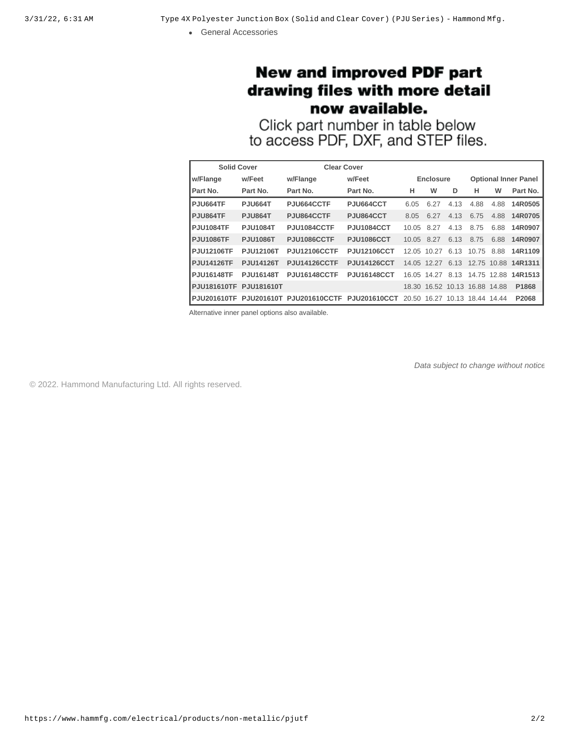- General Accessories

**New and improved PDF part drawing files with more detail now available.**

Click part number in table below to access PDF, DXF, and STEP files.

| Solid Cover | | Clear Cover | | | | | | | |
|---|---|---|---|---|---|---|---|---|---|
| w/Flange | w/Feet | w/Flange | w/Feet | Enclosure | | | Optional Inner Panel | | |
| Part No. | Part No. | Part No. | Part No. | H | W | D | H | W | Part No. |
| PJU664TF | PJU664T | PJU664CCTF | PJU664CCT | 6.05 | 6.27 | 4.13 | 4.88 | 4.88 | 14R0505 |
| PJU864TF | PJU864T | PJU864CCTF | PJU864CCT | 8.05 | 6.27 | 4.13 | 6.75 | 4.88 | 14R0705 |
| PJU1084TF | PJU1084T | PJU1084CCTF | PJU1084CCT | 10.05 | 8.27 | 4.13 | 8.75 | 6.88 | 14R0907 |
| PJU1086TF | PJU1086T | PJU1086CCTF | PJU1086CCT | 10.05 | 8.27 | 6.13 | 8.75 | 6.88 | 14R0907 |
| PJU12106TF | PJU12106T | PJU12106CCTF | PJU12106CCT | 12.05 | 10.27 | 6.13 | 10.75 | 8.88 | 14R1109 |
| PJU14126TF | PJU14126T | PJU14126CCTF | PJU14126CCT | 14.05 | 12.27 | 6.13 | 12.75 | 10.88 | 14R1311 |
| PJU16148TF | PJU16148T | PJU16148CCTF | PJU16148CCT | 16.05 | 14.27 | 8.13 | 14.75 | 12.88 | 14R1513 |
| PJU181610TF | PJU181610T | | | 18.30 | 16.52 | 10.13 | 16.88 | 14.88 | P1868 |
| PJU201610TF | PJU201610T | PJU201610CCTF | PJU201610CCT | 20.50 | 16.27 | 10.13 | 18.44 | 14.44 | P2068 |

Alternative inner panel options also available.

*Data subject to change without notice*

© 2022. Hammond Manufacturing Ltd. All rights reserved.